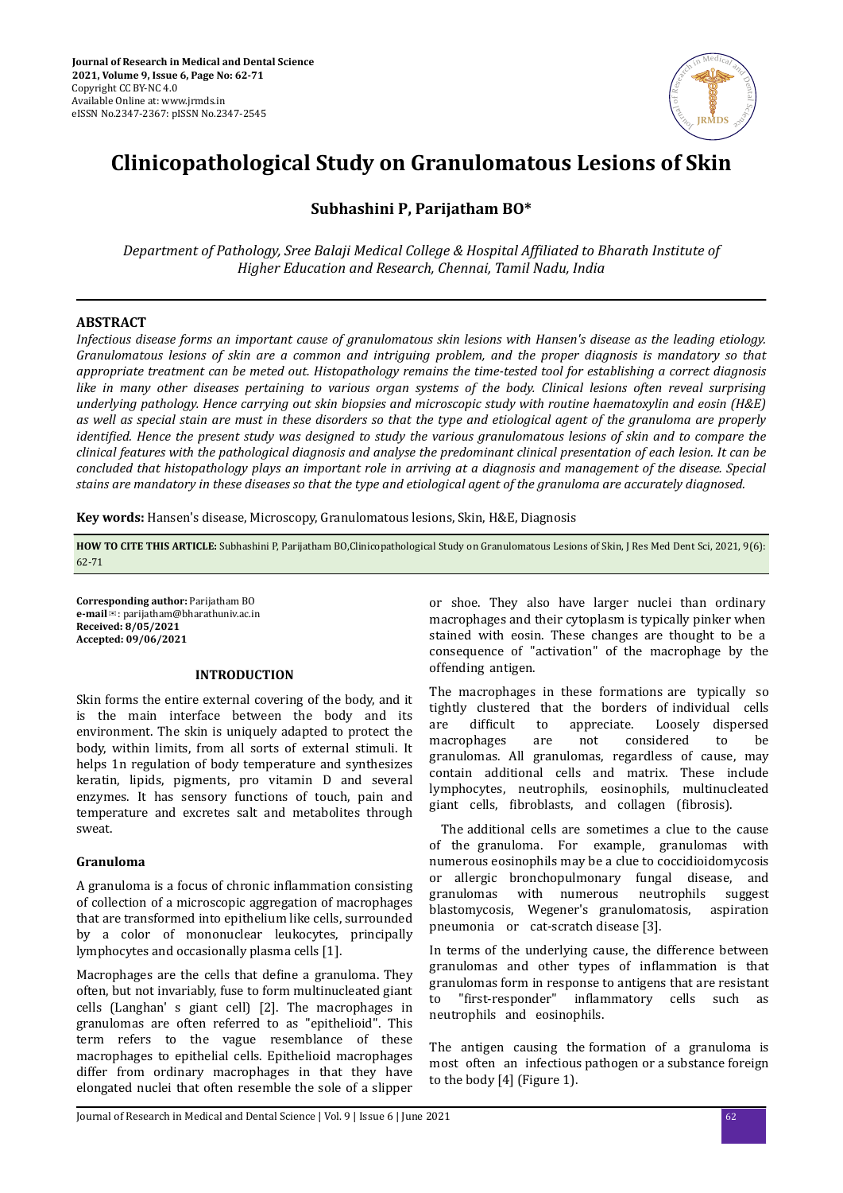Journal of Research in Medical and Dental Science
2021, Volume 9, Issue 6, Page No: 62-71
Copyright CC BY-NC 4.0
Available Online at: www.jrmds.in
eISSN No.2347-2367: pISSN No.2347-2545

# Clinicopathological Study on Granulomatous Lesions of Skin

**Subhashini P, Parijatham BO***

*Department of Pathology, Sree Balaji Medical College & Hospital Affiliated to Bharath Institute of Higher Education and Research, Chennai, Tamil Nadu, India*

## ABSTRACT

*Infectious disease forms an important cause of granulomatous skin lesions with Hansen's disease as the leading etiology. Granulomatous lesions of skin are a common and intriguing problem, and the proper diagnosis is mandatory so that appropriate treatment can be meted out. Histopathology remains the time-tested tool for establishing a correct diagnosis like in many other diseases pertaining to various organ systems of the body. Clinical lesions often reveal surprising underlying pathology. Hence carrying out skin biopsies and microscopic study with routine haematoxylin and eosin (H&E) as well as special stain are must in these disorders so that the type and etiological agent of the granuloma are properly identified. Hence the present study was designed to study the various granulomatous lesions of skin and to compare the clinical features with the pathological diagnosis and analyse the predominant clinical presentation of each lesion. It can be concluded that histopathology plays an important role in arriving at a diagnosis and management of the disease. Special stains are mandatory in these diseases so that the type and etiological agent of the granuloma are accurately diagnosed.*

**Key words:** Hansen's disease, Microscopy, Granulomatous lesions, Skin, H&E, Diagnosis

**HOW TO CITE THIS ARTICLE:** Subhashini P, Parijatham BO,Clinicopathological Study on Granulomatous Lesions of Skin, J Res Med Dent Sci, 2021, 9(6): 62-71

**Corresponding author:** Parijatham BO
**e-mail**✉: parijatham@bharathuniv.ac.in
**Received: 8/05/2021**
**Accepted: 09/06/2021**

## INTRODUCTION

Skin forms the entire external covering of the body, and it is the main interface between the body and its environment. The skin is uniquely adapted to protect the body, within limits, from all sorts of external stimuli. It helps 1n regulation of body temperature and synthesizes keratin, lipids, pigments, pro vitamin D and several enzymes. It has sensory functions of touch, pain and temperature and excretes salt and metabolites through sweat.

### Granuloma

A granuloma is a focus of chronic inflammation consisting of collection of a microscopic aggregation of macrophages that are transformed into epithelium like cells, surrounded by a color of mononuclear leukocytes, principally lymphocytes and occasionally plasma cells [1].

Macrophages are the cells that define a granuloma. They often, but not invariably, fuse to form multinucleated giant cells (Langhan' s giant cell) [2]. The macrophages in granulomas are often referred to as "epithelioid". This term refers to the vague resemblance of these macrophages to epithelial cells. Epithelioid macrophages differ from ordinary macrophages in that they have elongated nuclei that often resemble the sole of a slipper or shoe. They also have larger nuclei than ordinary macrophages and their cytoplasm is typically pinker when stained with eosin. These changes are thought to be a consequence of "activation" of the macrophage by the offending antigen.

The macrophages in these formations are typically so tightly clustered that the borders of individual cells are difficult to appreciate. Loosely dispersed macrophages are not considered to be granulomas. All granulomas, regardless of cause, may contain additional cells and matrix. These include lymphocytes, neutrophils, eosinophils, multinucleated giant cells, fibroblasts, and collagen (fibrosis).

The additional cells are sometimes a clue to the cause of the granuloma. For example, granulomas with numerous eosinophils may be a clue to coccidioidomycosis or allergic bronchopulmonary fungal disease, and granulomas with numerous neutrophils suggest blastomycosis, Wegener's granulomatosis, aspiration pneumonia or cat-scratch disease [3].

In terms of the underlying cause, the difference between granulomas and other types of inflammation is that granulomas form in response to antigens that are resistant to "first-responder" inflammatory cells such as neutrophils and eosinophils.

The antigen causing the formation of a granuloma is most often an infectious pathogen or a substance foreign to the body [4] (Figure 1).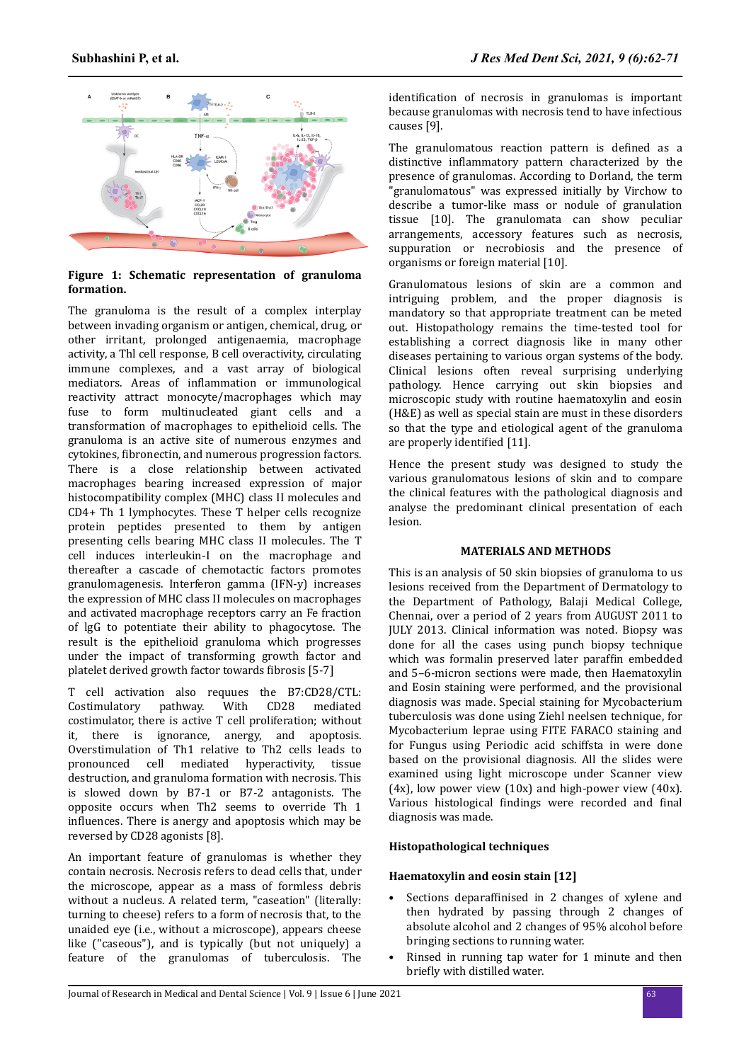**Figure 1: Schematic representation of granuloma formation.**

The granuloma is the result of a complex interplay between invading organism or antigen, chemical, drug, or other irritant, prolonged antigenaemia, macrophage activity, a Thl cell response, B cell overactivity, circulating immune complexes, and a vast array of biological mediators. Areas of inflammation or immunological reactivity attract monocyte/macrophages which may fuse to form multinucleated giant cells and a transformation of macrophages to epithelioid cells. The granuloma is an active site of numerous enzymes and cytokines, fibronectin, and numerous progression factors. There is a close relationship between activated macrophages bearing increased expression of major histocompatibility complex (MHC) class II molecules and CD4+ Th 1 lymphocytes. These T helper cells recognize protein peptides presented to them by antigen presenting cells bearing MHC class II molecules. The T cell induces interleukin-I on the macrophage and thereafter a cascade of chemotactic factors promotes granulomagenesis. Interferon gamma (IFN-y) increases the expression of MHC class II molecules on macrophages and activated macrophage receptors carry an Fe fraction of lgG to potentiate their ability to phagocytose. The result is the epithelioid granuloma which progresses under the impact of transforming growth factor and platelet derived growth factor towards fibrosis [5-7]

T cell activation also requues the B7:CD28/CTL: Costimulatory pathway. With CD28 mediated costimulator, there is active T cell proliferation; without it, there is ignorance, anergy, and apoptosis. Overstimulation of Th1 relative to Th2 cells leads to pronounced cell mediated hyperactivity, tissue destruction, and granuloma formation with macrophages is slowed down by B7-1 or B7-2 antagonists. The opposite occurs when Th2 seems to override Th 1 influences. There is anergy and apoptosis which may be reversed by CD28 agonists [8].

An important feature of granulomas is whether they contain necrosis. Necrosis refers to dead cells that, under the microscope, appear as a mass of formless debris without a nucleus. A related term, "caseation" (literally: turning to cheese) refers to a form of necrosis that, to the unaided eye (i.e., without a microscope), appears cheese like ("caseous"), and is typically (but not uniquely) a feature of the granulomas of tuberculosis. The identification of necrosis in granulomas is important because granulomas with necrosis tend to have infectious causes [9].

The granulomatous reaction pattern is defined as a distinctive inflammatory pattern characterized by the presence of granulomas. According to Dorland, the term "granulomatous" was expressed initially by Virchow to describe a tumor-like mass or nodule of granulation tissue [10]. The granulomata can show peculiar arrangements, accessory features such as necrosis, suppuration or necrobiosis and the presence of organisms or foreign material [10].

Granulomatous lesions of skin are a common and intriguing problem, and the proper diagnosis is mandatory so that appropriate treatment can be meted out. Histopathology remains the time-tested tool for establishing a correct diagnosis like in many other diseases pertaining to various organ systems of the body. Clinical lesions often reveal surprising underlying pathology. Hence carrying out skin biopsies and microscopic study with routine haematoxylin and eosin (H&E) as well as special stain are must in these disorders so that the type and etiological agent of the granuloma are properly identified [11].

Hence the present study was designed to study the various granulomatous lesions of skin and to compare the clinical features with the pathological diagnosis and analyse the predominant clinical presentation of each lesion.

## MATERIALS AND METHODS

This is an analysis of 50 skin biopsies of granuloma to us lesions received from the Department of Dermatology to the Department of Pathology, Balaji Medical College, Chennai, over a period of 2 years from AUGUST 2011 to JULY 2013. Clinical information was noted. Biopsy was done for all the cases using punch biopsy technique which was formalin preserved later paraffin embedded and 5–6-micron sections were made, then Haematoxylin and Eosin staining were performed, and the provisional diagnosis was made. Special staining for Mycobacterium tuberculosis was done using Ziehl neelsen technique, for Mycobacterium leprae using FITE FARACO staining and for Fungus using Periodic acid schiffsta in were done based on the provisional diagnosis. All the slides were examined using light microscope under Scanner view (4x), low power view (10x) and high-power view (40x). Various histological findings were recorded and final diagnosis was made.

### Histopathological techniques

### Haematoxylin and eosin stain [12]

- Sections deparaffinised in 2 changes of xylene and then hydrated by passing through 2 changes of absolute alcohol and 2 changes of 95% alcohol before bringing sections to running water.
- Rinsed in running tap water for 1 minute and then briefly with distilled water.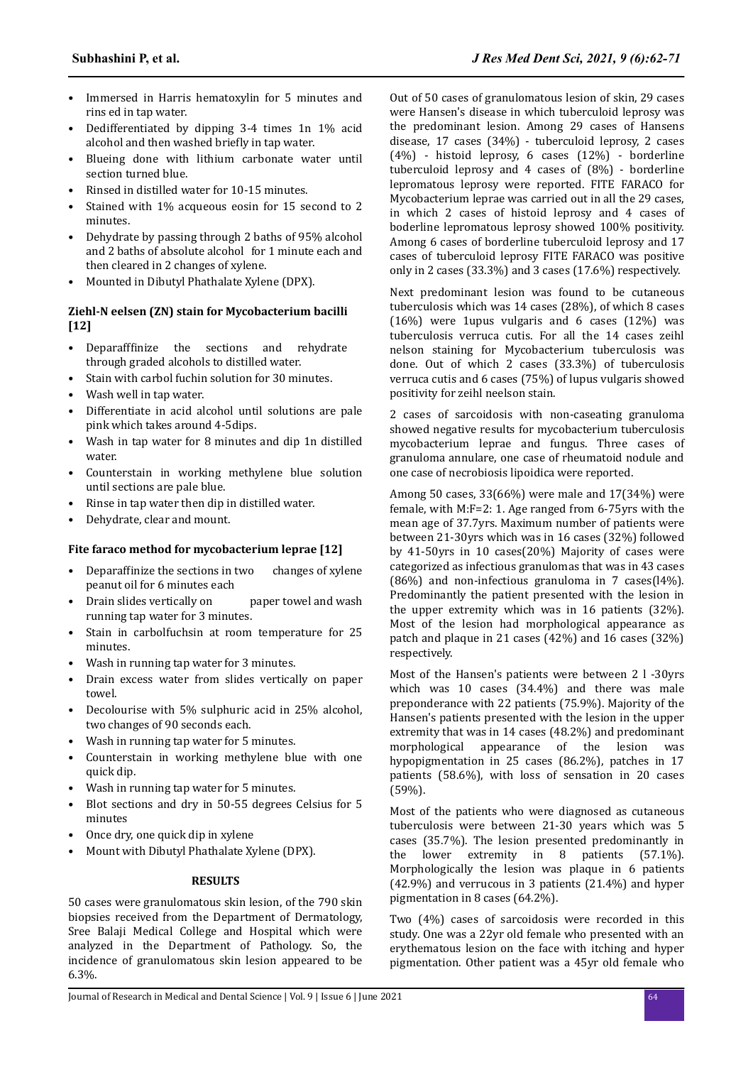- Immersed in Harris hematoxylin for 5 minutes and rins ed in tap water.
- Dedifferentiated by dipping 3-4 times 1n 1% acid alcohol and then washed briefly in tap water.
- Blueing done with lithium carbonate water until section turned blue.
- Rinsed in distilled water for 10-15 minutes.
- Stained with 1% acqueous eosin for 15 second to 2 minutes.
- Dehydrate by passing through 2 baths of 95% alcohol and 2 baths of absolute alcohol for 1 minute each and then cleared in 2 changes of xylene.
- Mounted in Dibutyl Phathalate Xylene (DPX).

**Ziehl-N eelsen (ZN) stain for Mycobacterium bacilli [12]**

- Deparafffinize the sections and rehydrate through graded alcohols to distilled water.
- Stain with carbol fuchin solution for 30 minutes.
- Wash well in tap water.
- Differentiate in acid alcohol until solutions are pale pink which takes around 4-5dips.
- Wash in tap water for 8 minutes and dip 1n distilled water.
- Counterstain in working methylene blue solution until sections are pale blue.
- Rinse in tap water then dip in distilled water.
- Dehydrate, clear and mount.

**Fite faraco method for mycobacterium leprae [12]**

- Deparaffinize the sections in two changes of xylene peanut oil for 6 minutes each
- Drain slides vertically on paper towel and wash running tap water for 3 minutes.
- Stain in carbolfuchsin at room temperature for 25 minutes.
- Wash in running tap water for 3 minutes.
- Drain excess water from slides vertically on paper towel.
- Decolourise with 5% sulphuric acid in 25% alcohol, two changes of 90 seconds each.
- Wash in running tap water for 5 minutes.
- Counterstain in working methylene blue with one quick dip.
- Wash in running tap water for 5 minutes.
- Blot sections and dry in 50-55 degrees Celsius for 5 minutes
- Once dry, one quick dip in xylene
- Mount with Dibutyl Phathalate Xylene (DPX).

## RESULTS

50 cases were granulomatous skin lesion, of the 790 skin biopsies received from the Department of Dermatology, Sree Balaji Medical College and Hospital which were analyzed in the Department of Pathology. So, the incidence of granulomatous skin lesion appeared to be 6.3%.

Out of 50 cases of granulomatous lesion of skin, 29 cases were Hansen's disease in which tuberculoid leprosy was the predominant lesion. Among 29 cases of Hansens disease, 17 cases (34%) - tuberculoid leprosy, 2 cases (4%) - histoid leprosy, 6 cases (12%) - borderline tuberculoid leprosy and 4 cases of (8%) - borderline lepromatous leprosy were reported. FITE FARACO for Mycobacterium leprae was carried out in all the 29 cases, in which 2 cases of histoid leprosy and 4 cases of boderline lepromatous leprosy showed 100% positivity. Among 6 cases of borderline tuberculoid leprosy and 17 cases of tuberculoid leprosy FITE FARACO was positive only in 2 cases (33.3%) and 3 cases (17.6%) respectively.

Next predominant lesion was found to be cutaneous tuberculosis which was 14 cases (28%), of which 8 cases (16%) were 1upus vulgaris and 6 cases (12%) was tuberculosis verruca cutis. For all the 14 cases zeihl nelson staining for Mycobacterium tuberculosis was done. Out of which 2 cases (33.3%) of tuberculosis verruca cutis and 6 cases (75%) of lupus vulgaris showed positivity for zeihl neelson stain.

2 cases of sarcoidosis with non-caseating granuloma showed negative results for mycobacterium tuberculosis mycobacterium leprae and fungus. Three cases of granuloma annulare, one case of rheumatoid nodule and one case of necrobiosis lipoidica were reported.

Among 50 cases, 33(66%) were male and 17(34%) were female, with M:F=2: 1. Age ranged from 6-75yrs with the mean age of 37.7yrs. Maximum number of patients were between 21-30yrs which was in 16 cases (32%) followed by 41-50yrs in 10 cases(20%) Majority of cases were categorized as infectious granulomas that was in 43 cases (86%) and non-infectious granuloma in 7 cases(l4%). Predominantly the patient presented with the lesion in the upper extremity which was in 16 patients (32%). Most of the lesion had morphological appearance as patch and plaque in 21 cases (42%) and 16 cases (32%) respectively.

Most of the Hansen's patients were between 2 l -30yrs which was 10 cases (34.4%) and there was male preponderance with 22 patients (75.9%). Majority of the Hansen's patients presented with the lesion in the upper extremity that was in 14 cases (48.2%) and predominant morphological appearance of the lesion was hypopigmentation in 25 cases (86.2%), patches in 17 patients (58.6%), with loss of sensation in 20 cases (59%).

Most of the patients who were diagnosed as cutaneous tuberculosis were between 21-30 years which was 5 cases (35.7%). The lesion presented predominantly in the lower extremity in 8 patients (57.1%). Morphologically the lesion was plaque in 6 patients (42.9%) and verrucous in 3 patients (21.4%) and hyper pigmentation in 8 cases (64.2%).

Two (4%) cases of sarcoidosis were recorded in this study. One was a 22yr old female who presented with an erythematous lesion on the face with itching and hyper pigmentation. Other patient was a 45yr old female who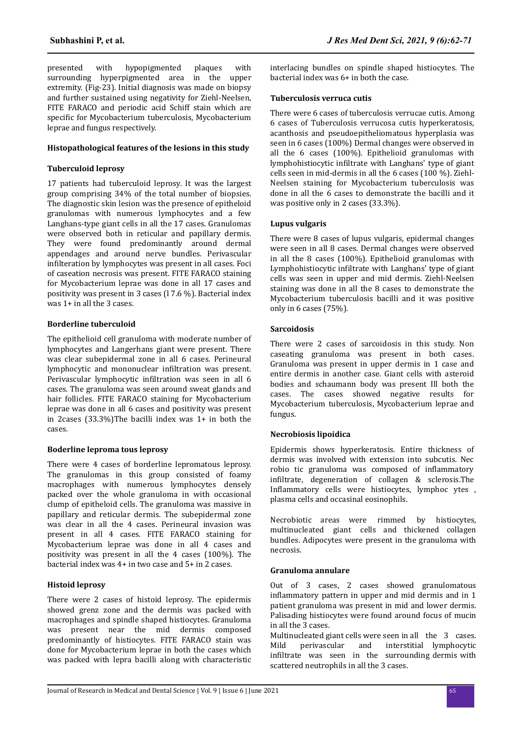presented with hypopigmented plaques with surrounding hyperpigmented area in the upper extremity. (Fig-23). Initial diagnosis was made on biopsy and further sustained using negativity for Ziehl-Neelsen, FITE FARACO and periodic acid Schiff stain which are specific for Mycobacterium tuberculosis, Mycobacterium leprae and fungus respectively.

#### Histopathological features of the lesions in this study

#### Tuberculoid leprosy

17 patients had tuberculoid leprosy. It was the largest group comprising 34% of the total number of biopsies. The diagnostic skin lesion was the presence of epitheloid granulomas with numerous lymphocytes and a few Langhans-type giant cells in all the 17 cases. Granulomas were observed both in reticular and papillary dermis. They were found predominantly around dermal appendages and around nerve bundles. Perivascular infilteration by lymphocytes was present in all cases. Foci of caseation necrosis was present. FITE FARACO staining for Mycobacterium leprae was done in all 17 cases and positivity was present in 3 cases (l 7.6 %). Bacterial index was 1+ in all the 3 cases.

#### Borderline tuberculoid

The epithelioid cell granuloma with moderate number of lymphocytes and Langerhans giant were present. There was clear subepidermal zone in all 6 cases. Perineural lymphocytic and mononuclear infiltration was present. Perivascular lymphocytic infiltration was seen in all 6 cases. The granuloma was seen around sweat glands and hair follicles. FITE FARACO staining for Mycobacterium leprae was done in all 6 cases and positivity was present in 2cases (33.3%)The bacilli index was 1+ in both the cases.

#### Boderline leproma tous leprosy

There were 4 cases of borderline lepromatous leprosy. The granulomas in this group consisted of foamy macrophages with numerous lymphocytes densely packed over the whole granuloma in with occasional clump of epitheloid cells. The granuloma was massive in papillary and reticular dermis. The subepidermal zone was clear in all the 4 cases. Perineural invasion was present in all 4 cases. FITE FARACO staining for Mycobacterium leprae was done in all 4 cases and positivity was present in all the 4 cases (100%). The bacterial index was 4+ in two case and 5+ in 2 cases.

#### Histoid leprosy

There were 2 cases of histoid leprosy. The epidermis showed grenz zone and the dermis was packed with macrophages and spindle shaped histiocytes. Granuloma was present near the mid dermis composed predominantly of histiocytes. FITE FARACO stain was done for Mycobacterium leprae in both the cases which was packed with lepra bacilli along with characteristic interlacing bundles on spindle shaped histiocytes. The bacterial index was 6+ in both the case.

#### Tuberculosis verruca cutis

There were 6 cases of tuberculosis verrucae cutis. Among 6 cases of Tuberculosis verrucosa cutis hyperkeratosis, acanthosis and pseudoepitheliomatous hyperplasia was seen in 6 cases (100%) Dermal changes were observed in all the 6 cases (100%). Epithelioid granulomas with lymphohistiocytic infiltrate with Langhans' type of giant cells seen in mid-dermis in all the 6 cases (100 %). Ziehl-Neelsen staining for Mycobacterium tuberculosis was done in all the 6 cases to demonstrate the bacilli and it was positive only in 2 cases (33.3%).

#### Lupus vulgaris

There were 8 cases of lupus vulgaris, epidermal changes were seen in all 8 cases. Dermal changes were observed in all the 8 cases (100%). Epithelioid granulomas with Lymphohistiocytic infiltrate with Langhans' type of giant cells was seen in upper and mid dermis. Ziehl-Neelsen staining was done in all the 8 cases to demonstrate the Mycobacterium tuberculosis bacilli and it was positive only in 6 cases (75%).

#### Sarcoidosis

There were 2 cases of sarcoidosis in this study. Non caseating granuloma was present in both cases. Granuloma was present in upper dermis in 1 case and entire dermis in another case. Giant cells with asteroid bodies and schaumann body was present Ill both the cases. The cases showed negative results for Mycobacterium tuberculosis, Mycobacterium leprae and fungus.

#### Necrobiosis lipoidica

Epidermis shows hyperkeratosis. Entire thickness of dermis was involved with extension into subcutis. Nec robio tic granuloma was composed of inflammatory infiltrate, degeneration of collagen & sclerosis.The Inflammatory cells were histiocytes, lymphoc ytes , plasma cells and occasinal eosinophils.

Necrobiotic areas were rimmed by histiocytes, multinucleated giant cells and thickened collagen bundles. Adipocytes were present in the granuloma with necrosis.

#### Granuloma annulare

Out of 3 cases, 2 cases showed granulomatous inflammatory pattern in upper and mid dermis and in 1 patient granuloma was present in mid and lower dermis. Palisading histiocytes were found around focus of mucin in all the 3 cases.

Multinucleated giant cells were seen in all the 3 cases. Mild perivascular and interstitial lymphocytic infiltrate was seen in the surrounding dermis with scattered neutrophils in all the 3 cases.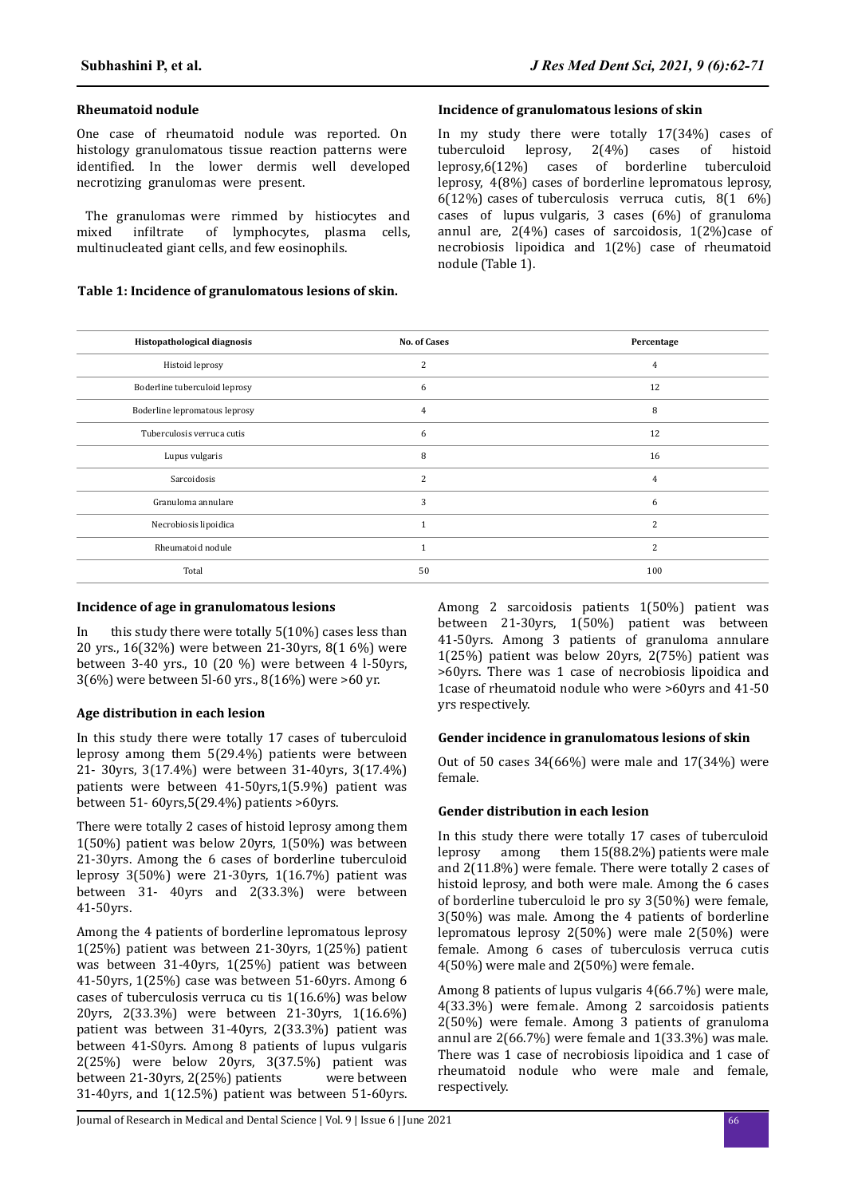### Rheumatoid nodule

One case of rheumatoid nodule was reported. On histology granulomatous tissue reaction patterns were identified. In the lower dermis well developed necrotizing granulomas were present.

The granulomas were rimmed by histiocytes and mixed infiltrate of lymphocytes, plasma cells, multinucleated giant cells, and few eosinophils.

### Incidence of granulomatous lesions of skin

In my study there were totally 17(34%) cases of tuberculoid leprosy, 2(4%) cases of histoid leprosy,6(12%) cases of borderline tuberculoid leprosy, 4(8%) cases of borderline lepromatous leprosy, 6(12%) cases of tuberculosis verruca cutis, 8(1 6%) cases of lupus vulgaris, 3 cases (6%) of granuloma annul are, 2(4%) cases of sarcoidosis, 1(2%)case of necrobiosis lipoidica and 1(2%) case of rheumatoid nodule (Table 1).

**Table 1: Incidence of granulomatous lesions of skin.**

| Histopathological diagnosis | No. of Cases | Percentage |
|---|---|---|
| Histoid leprosy | 2 | 4 |
| Boderline tuberculoid leprosy | 6 | 12 |
| Boderline lepromatous leprosy | 4 | 8 |
| Tuberculosis verruca cutis | 6 | 12 |
| Lupus vulgaris | 8 | 16 |
| Sarcoidosis | 2 | 4 |
| Granuloma annulare | 3 | 6 |
| Necrobiosis lipoidica | 1 | 2 |
| Rheumatoid nodule | 1 | 2 |
| Total | 50 | 100 |

### Incidence of age in granulomatous lesions

In this study there were totally 5(10%) cases less than 20 yrs., 16(32%) were between 21-30yrs, 8(1 6%) were between 3-40 yrs., 10 (20 %) were between 4 l-50yrs, 3(6%) were between 5l-60 yrs., 8(16%) were >60 yr.

### Age distribution in each lesion

In this study there were totally 17 cases of tuberculoid leprosy among them 5(29.4%) patients were between 21- 30yrs, 3(17.4%) were between 31-40yrs, 3(17.4%) patients were between 41-50yrs,1(5.9%) patient was between 51- 60yrs,5(29.4%) patients >60yrs.

There were totally 2 cases of histoid leprosy among them 1(50%) patient was below 20yrs, 1(50%) was between 21-30yrs. Among the 6 cases of borderline tuberculoid leprosy 3(50%) were 21-30yrs, 1(16.7%) patient was between 31- 40yrs and 2(33.3%) were between 41-50yrs.

Among the 4 patients of borderline lepromatous leprosy 1(25%) patient was between 21-30yrs, 1(25%) patient was between 31-40yrs, 1(25%) patient was between 41-50yrs, 1(25%) case was between 51-60yrs. Among 6 cases of tuberculosis verruca cu tis 1(16.6%) was below 20yrs, 2(33.3%) were between 21-30yrs, 1(16.6%) patient was between 31-40yrs, 2(33.3%) patient was between 41-S0yrs. Among 8 patients of lupus vulgaris 2(25%) were below 20yrs, 3(37.5%) patient was between 21-30yrs, 2(25%) patients were between 31-40yrs, and 1(12.5%) patient was between 51-60yrs.

Among 2 sarcoidosis patients 1(50%) patient was between 21-30yrs, 1(50%) patient was between 41-50yrs. Among 3 patients of granuloma annulare 1(25%) patient was below 20yrs, 2(75%) patient was >60yrs. There was 1 case of necrobiosis lipoidica and 1case of rheumatoid nodule who were >60yrs and 41-50 yrs respectively.

### Gender incidence in granulomatous lesions of skin

Out of 50 cases 34(66%) were male and 17(34%) were female.

### Gender distribution in each lesion

In this study there were totally 17 cases of tuberculoid leprosy among them 15(88.2%) patients were male and 2(11.8%) were female. There were totally 2 cases of histoid leprosy, and both were male. Among the 6 cases of borderline tuberculoid le pro sy 3(50%) were female, 3(50%) was male. Among the 4 patients of borderline lepromatous leprosy 2(50%) were male 2(50%) were female. Among 6 cases of tuberculosis verruca cutis 4(50%) were male and 2(50%) were female.

Among 8 patients of lupus vulgaris 4(66.7%) were male, 4(33.3%) were female. Among 2 sarcoidosis patients 2(50%) were female. Among 3 patients of granuloma annul are 2(66.7%) were female and 1(33.3%) was male. There was 1 case of necrobiosis lipoidica and 1 case of rheumatoid nodule who were male and female, respectively.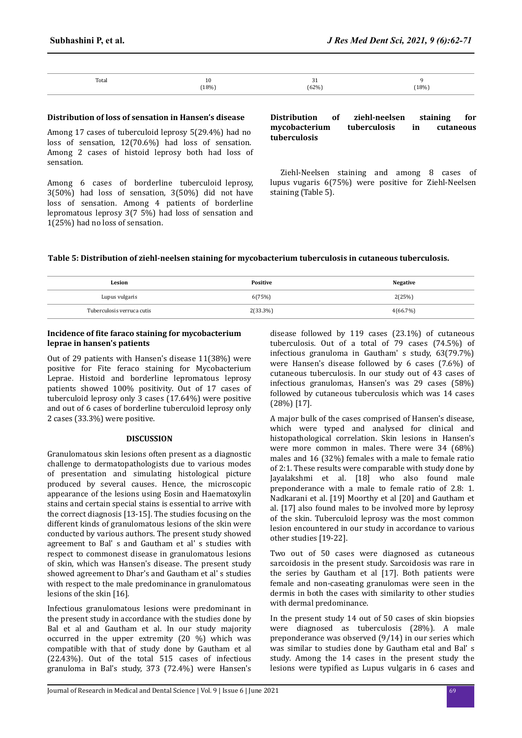| Total | 10 (18%) | 31 (62%) | 9 (18%) |
|---|---|---|---|

**Distribution of loss of sensation in Hansen's disease**

Among 17 cases of tuberculoid leprosy 5(29.4%) had no loss of sensation, 12(70.6%) had loss of sensation. Among 2 cases of histoid leprosy both had loss of sensation.

Among 6 cases of borderline tuberculoid leprosy, 3(50%) had loss of sensation, 3(50%) did not have loss of sensation. Among 4 patients of borderline lepromatous leprosy 3(7 5%) had loss of sensation and 1(25%) had no loss of sensation.

**Distribution of ziehl-neelsen staining for mycobacterium tuberculosis in cutaneous tuberculosis**

Ziehl-Neelsen staining and among 8 cases of lupus vugaris 6(75%) were positive for Ziehl-Neelsen staining (Table 5).

**Table 5: Distribution of ziehl-neelsen staining for mycobacterium tuberculosis in cutaneous tuberculosis.**

| Lesion | Positive | Negative |
|---|---|---|
| Lupus vulgaris | 6(75%) | 2(25%) |
| Tuberculosis verruca cutis | 2(33.3%) | 4(66.7%) |

**Incidence of fite faraco staining for mycobacterium leprae in hansen's patients**

Out of 29 patients with Hansen's disease 11(38%) were positive for Fite feraco staining for Mycobacterium Leprae. Histoid and borderline lepromatous leprosy patients showed 100% positivity. Out of 17 cases of tuberculoid leprosy only 3 cases (17.64%) were positive and out of 6 cases of borderline tuberculoid leprosy only 2 cases (33.3%) were positive.

## DISCUSSION

Granulomatous skin lesions often present as a diagnostic challenge to dermatopathologists due to various modes of presentation and simulating histological picture produced by several causes. Hence, the microscopic appearance of the lesions using Eosin and Haematoxylin stains and certain special stains is essential to arrive with the correct diagnosis [13-15]. The studies focusing on the different kinds of granulomatous lesions of the skin were conducted by various authors. The present study showed agreement to Bal' s and Gautham et al' s studies with respect to commonest disease in granulomatous lesions of skin, which was Hansen's disease. The present study showed agreement to Dhar's and Gautham et al' s studies with respect to the male predominance in granulomatous lesions of the skin [16].

Infectious granulomatous lesions were predominant in the present study in accordance with the studies done by Bal et al and Gautham et al. In our study majority occurred in the upper extremity (20 %) which was compatible with that of study done by Gautham et al (22.43%). Out of the total 515 cases of infectious granuloma in Bal's study, 373 (72.4%) were Hansen's disease followed by 119 cases (23.1%) of cutaneous tuberculosis. Out of a total of 79 cases (74.5%) of infectious granuloma in Gautham' s study, 63(79.7%) were Hansen's disease followed by 6 cases (7.6%) of cutaneous tuberculosis. In our study out of 43 cases of infectious granulomas, Hansen's was 29 cases (58%) followed by cutaneous tuberculosis which was 14 cases (28%) [17].

A major bulk of the cases comprised of Hansen's disease, which were typed and analysed for clinical and histopathological correlation. Skin lesions in Hansen's were more common in males. There were 34 (68%) males and 16 (32%) females with a male to female ratio of 2:1. These results were comparable with study done by Jayalakshmi et al. [18] who also found male preponderance with a male to female ratio of 2.8: 1. Nadkarani et al. [19] Moorthy et al [20] and Gautham et al. [17] also found males to be involved more by leprosy of the skin. Tuberculoid leprosy was the most common lesion encountered in our study in accordance to various other studies [19-22].

Two out of 50 cases were diagnosed as cutaneous sarcoidosis in the present study. Sarcoidosis was rare in the series by Gautham et al [17]. Both patients were female and non-caseating granulomas were seen in the dermis in both the cases with similarity to other studies with dermal predominance.

In the present study 14 out of 50 cases of skin biopsies were diagnosed as tuberculosis (28%). A male preponderance was observed (9/14) in our series which was similar to studies done by Gautham etal and Bal' s study. Among the 14 cases in the present study the lesions were typified as Lupus vulgaris in 6 cases and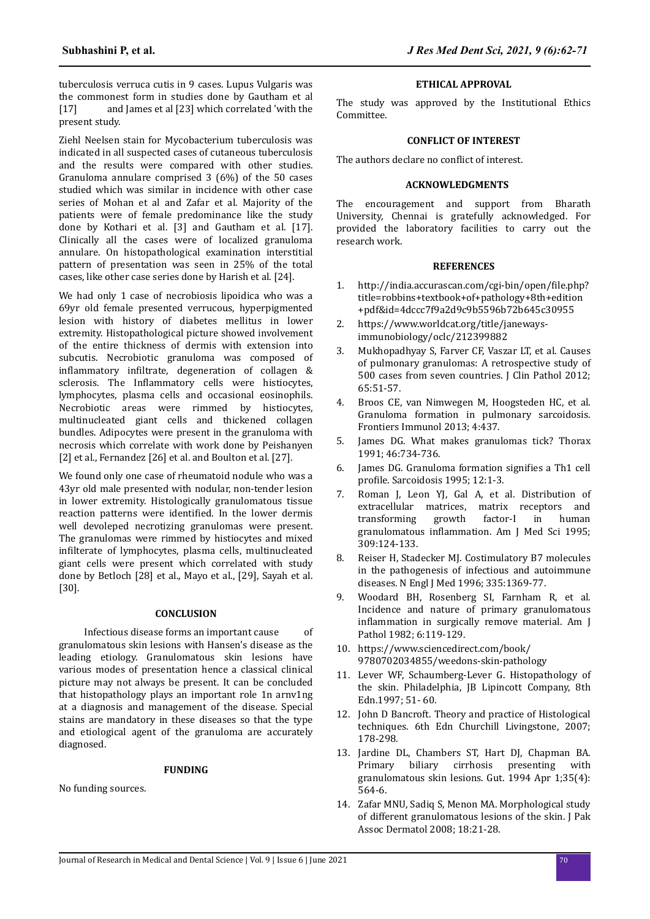tuberculosis verruca cutis in 9 cases. Lupus Vulgaris was the commonest form in studies done by Gautham et al [17] and James et al [23] which correlated 'with the present study.

Ziehl Neelsen stain for Mycobacterium tuberculosis was indicated in all suspected cases of cutaneous tuberculosis and the results were compared with other studies. Granuloma annulare comprised 3 (6%) of the 50 cases studied which was similar in incidence with other case series of Mohan et al and Zafar et al. Majority of the patients were of female predominance like the study done by Kothari et al. [3] and Gautham et al. [17]. Clinically all the cases were of localized granuloma annulare. On histopathological examination interstitial pattern of presentation was seen in 25% of the total cases, like other case series done by Harish et al. [24].

We had only 1 case of necrobiosis lipoidica who was a 69yr old female presented verrucous, hyperpigmented lesion with history of diabetes mellitus in lower extremity. Histopathological picture showed involvement of the entire thickness of dermis with extension into subcutis. Necrobiotic granuloma was composed of inflammatory infiltrate, degeneration of collagen & sclerosis. The Inflammatory cells were histiocytes, lymphocytes, plasma cells and occasional eosinophils. Necrobiotic areas were rimmed by histiocytes, multinucleated giant cells and thickened collagen bundles. Adipocytes were present in the granuloma with necrosis which correlate with work done by Peishanyen [2] et al., Fernandez [26] et al. and Boulton et al. [27].

We found only one case of rheumatoid nodule who was a 43yr old male presented with nodular, non-tender lesion in lower extremity. Histologically granulomatous tissue reaction patterns were identified. In the lower dermis well devoleped necrotizing granulomas were present. The granulomas were rimmed by histiocytes and mixed infilterate of lymphocytes, plasma cells, multinucleated giant cells were present which correlated with study done by Betloch [28] et al., Mayo et al., [29], Sayah et al. [30].

## CONCLUSION

Infectious disease forms an important cause of granulomatous skin lesions with Hansen's disease as the leading etiology. Granulomatous skin lesions have various modes of presentation hence a classical clinical picture may not always be present. It can be concluded that histopathology plays an important role 1n arnv1ng at a diagnosis and management of the disease. Special stains are mandatory in these diseases so that the type and etiological agent of the granuloma are accurately diagnosed.

## FUNDING

No funding sources.

## ETHICAL APPROVAL

The study was approved by the Institutional Ethics Committee.

## CONFLICT OF INTEREST

The authors declare no conflict of interest.

## ACKNOWLEDGMENTS

The encouragement and support from Bharath University, Chennai is gratefully acknowledged. For provided the laboratory facilities to carry out the research work.

## REFERENCES

1. http://india.accurascan.com/cgi-bin/open/file.php?title=robbins+textbook+of+pathology+8th+edition+pdf&id=4dccc7f9a2d9c9b5596b72b645c30955
2. https://www.worldcat.org/title/janeways-immunobiology/oclc/212399882
3. Mukhopadhyay S, Farver CF, Vaszar LT, et al. Causes of pulmonary granulomas: A retrospective study of 500 cases from seven countries. J Clin Pathol 2012; 65:51-57.
4. Broos CE, van Nimwegen M, Hoogsteden HC, et al. Granuloma formation in pulmonary sarcoidosis. Frontiers Immunol 2013; 4:437.
5. James DG. What makes granulomas tick? Thorax 1991; 46:734-736.
6. James DG. Granuloma formation signifies a Th1 cell profile. Sarcoidosis 1995; 12:1-3.
7. Roman J, Leon YJ, Gal A, et al. Distribution of extracellular matrices, matrix receptors and transforming growth factor-I in human granulomatous inflammation. Am J Med Sci 1995; 309:124-133.
8. Reiser H, Stadecker MJ. Costimulatory B7 molecules in the pathogenesis of infectious and autoimmune diseases. N Engl J Med 1996; 335:1369-77.
9. Woodard BH, Rosenberg SI, Farnham R, et al. Incidence and nature of primary granulomatous inflammation in surgically remove material. Am J Pathol 1982; 6:119-129.
10. https://www.sciencedirect.com/book/9780702034855/weedons-skin-pathology
11. Lever WF, Schaumberg-Lever G. Histopathology of the skin. Philadelphia, JB Lipincott Company, 8th Edn.1997; 51- 60.
12. John D Bancroft. Theory and practice of Histological techniques. 6th Edn Churchill Livingstone, 2007; 178-298.
13. Jardine DL, Chambers ST, Hart DJ, Chapman BA. Primary biliary cirrhosis presenting with granulomatous skin lesions. Gut. 1994 Apr 1;35(4): 564-6.
14. Zafar MNU, Sadiq S, Menon MA. Morphological study of different granulomatous lesions of the skin. J Pak Assoc Dermatol 2008; 18:21-28.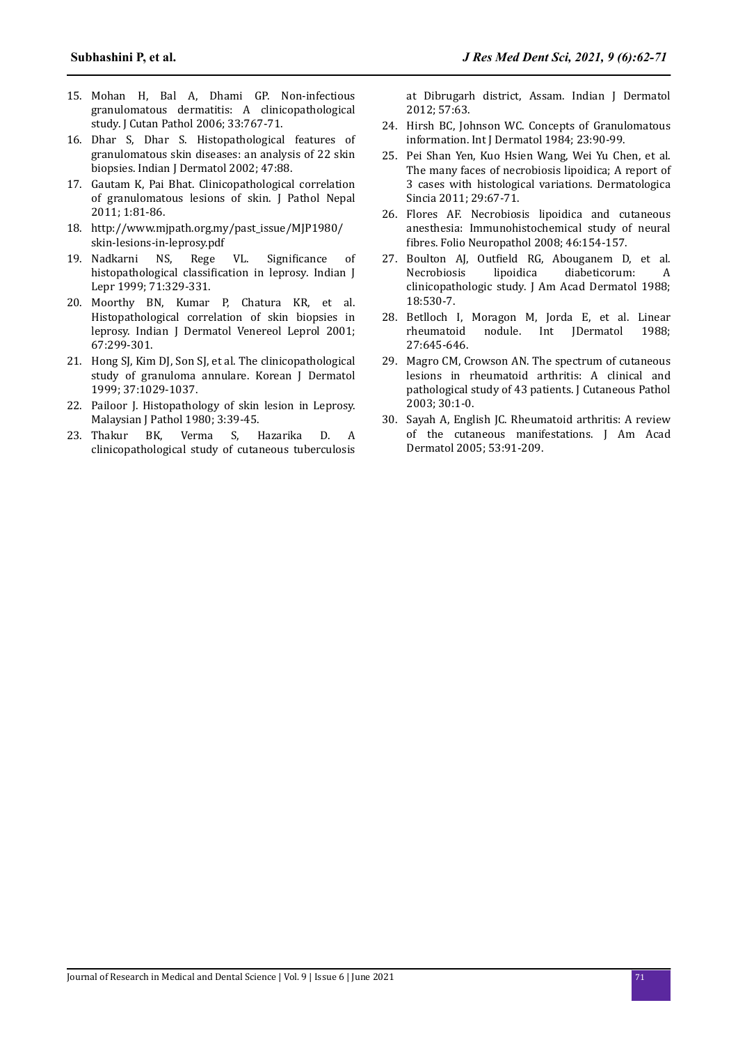15. Mohan H, Bal A, Dhami GP. Non-infectious granulomatous dermatitis: A clinicopathological study. J Cutan Pathol 2006; 33:767-71.
16. Dhar S, Dhar S. Histopathological features of granulomatous skin diseases: an analysis of 22 skin biopsies. Indian J Dermatol 2002; 47:88.
17. Gautam K, Pai Bhat. Clinicopathological correlation of granulomatous lesions of skin. J Pathol Nepal 2011; 1:81-86.
18. http://www.mjpath.org.my/past_issue/MJP1980/skin-lesions-in-leprosy.pdf
19. Nadkarni NS, Rege VL. Significance of histopathological classification in leprosy. Indian J Lepr 1999; 71:329-331.
20. Moorthy BN, Kumar P, Chatura KR, et al. Histopathological correlation of skin biopsies in leprosy. Indian J Dermatol Venereol Leprol 2001; 67:299-301.
21. Hong SJ, Kim DJ, Son SJ, et al. The clinicopathological study of granuloma annulare. Korean J Dermatol 1999; 37:1029-1037.
22. Pailoor J. Histopathology of skin lesion in Leprosy. Malaysian J Pathol 1980; 3:39-45.
23. Thakur BK, Verma S, Hazarika D. A clinicopathological study of cutaneous tuberculosis at Dibrugarh district, Assam. Indian J Dermatol 2012; 57:63.
24. Hirsh BC, Johnson WC. Concepts of Granulomatous information. Int J Dermatol 1984; 23:90-99.
25. Pei Shan Yen, Kuo Hsien Wang, Wei Yu Chen, et al. The many faces of necrobiosis lipoidica; A report of 3 cases with histological variations. Dermatologica Sincia 2011; 29:67-71.
26. Flores AF. Necrobiosis lipoidica and cutaneous anesthesia: Immunohistochemical study of neural fibres. Folio Neuropathol 2008; 46:154-157.
27. Boulton AJ, Outfield RG, Abouganem D, et al. Necrobiosis lipoidica diabeticorum: A clinicopathologic study. J Am Acad Dermatol 1988; 18:530-7.
28. Betlloch I, Moragon M, Jorda E, et al. Linear rheumatoid nodule. Int JDermatol 1988; 27:645-646.
29. Magro CM, Crowson AN. The spectrum of cutaneous lesions in rheumatoid arthritis: A clinical and pathological study of 43 patients. J Cutaneous Pathol 2003; 30:1-0.
30. Sayah A, English JC. Rheumatoid arthritis: A review of the cutaneous manifestations. J Am Acad Dermatol 2005; 53:91-209.